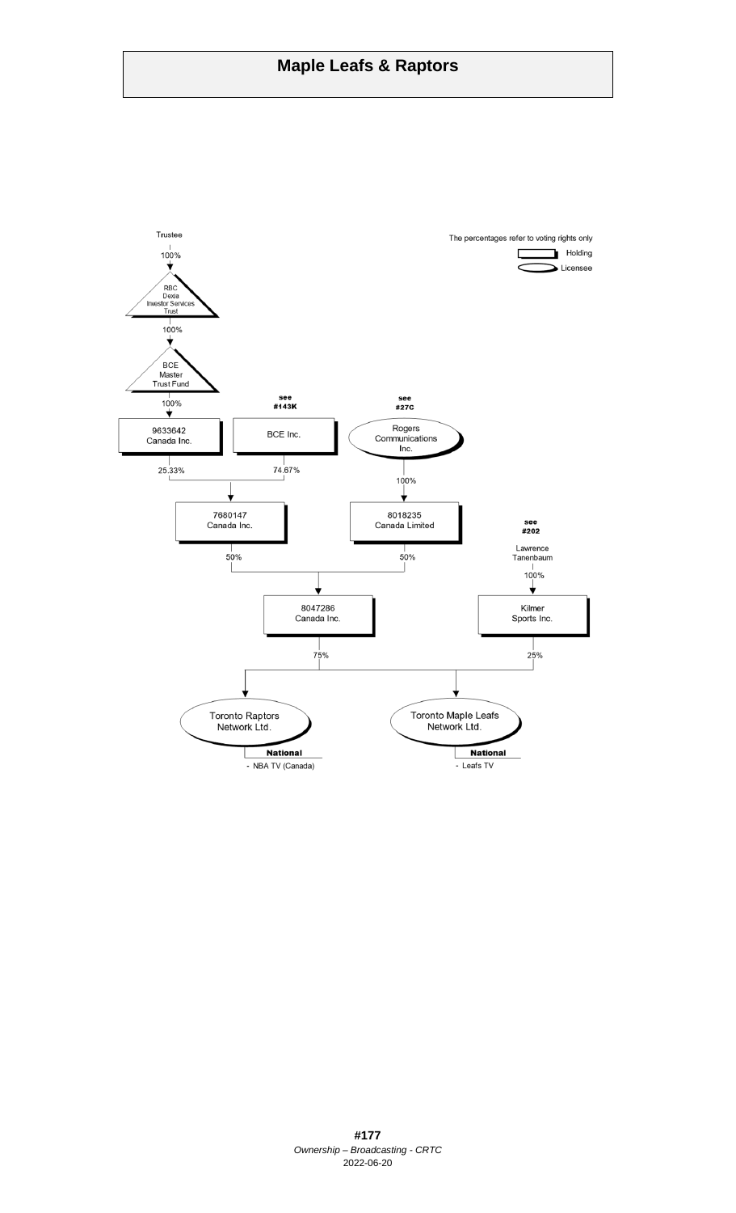# Maple Leafs & Raptors

The percentages refer to voting rights only

- Holding
- Licensee

Trustee

100%

RBC Dexia Investor Services Trust

100%

BCE Master Trust Fund

100%

9633642 Canada Inc.

see #143K

BCE Inc.

see #27C

Rogers Communications Inc.

25.33%

74.67%

100%

7680147 Canada Inc.

8018235 Canada Limited

50%

50%

see #202

Lawrence Tanenbaum

100%

8047286 Canada Inc.

Kilmer Sports Inc.

75%

25%

Toronto Raptors Network Ltd.

**National**

- NBA TV (Canada)

Toronto Maple Leafs Network Ltd.

**National**

- Leafs TV

**#177**

*Ownership – Broadcasting - CRTC*

2022-06-20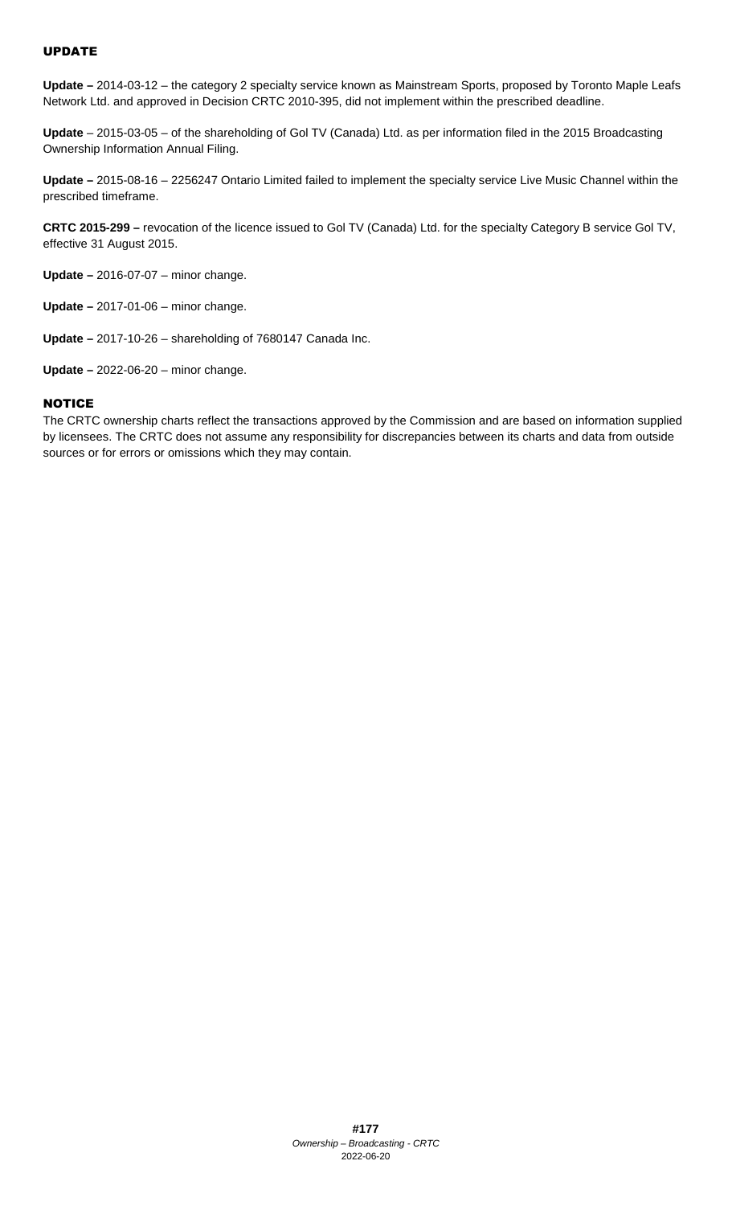## UPDATE

**Update –** 2014-03-12 – the category 2 specialty service known as Mainstream Sports, proposed by Toronto Maple Leafs Network Ltd. and approved in Decision CRTC 2010-395, did not implement within the prescribed deadline.

**Update** – 2015-03-05 – of the shareholding of Gol TV (Canada) Ltd. as per information filed in the 2015 Broadcasting Ownership Information Annual Filing.

**Update –** 2015-08-16 – 2256247 Ontario Limited failed to implement the specialty service Live Music Channel within the prescribed timeframe.

**CRTC 2015-299 –** revocation of the licence issued to Gol TV (Canada) Ltd. for the specialty Category B service Gol TV, effective 31 August 2015.

**Update –** 2016-07-07 – minor change.

**Update –** 2017-01-06 – minor change.

**Update –** 2017-10-26 – shareholding of 7680147 Canada Inc.

**Update –** 2022-06-20 – minor change.

## NOTICE

The CRTC ownership charts reflect the transactions approved by the Commission and are based on information supplied by licensees. The CRTC does not assume any responsibility for discrepancies between its charts and data from outside sources or for errors or omissions which they may contain.

**#177**
*Ownership – Broadcasting - CRTC*
2022-06-20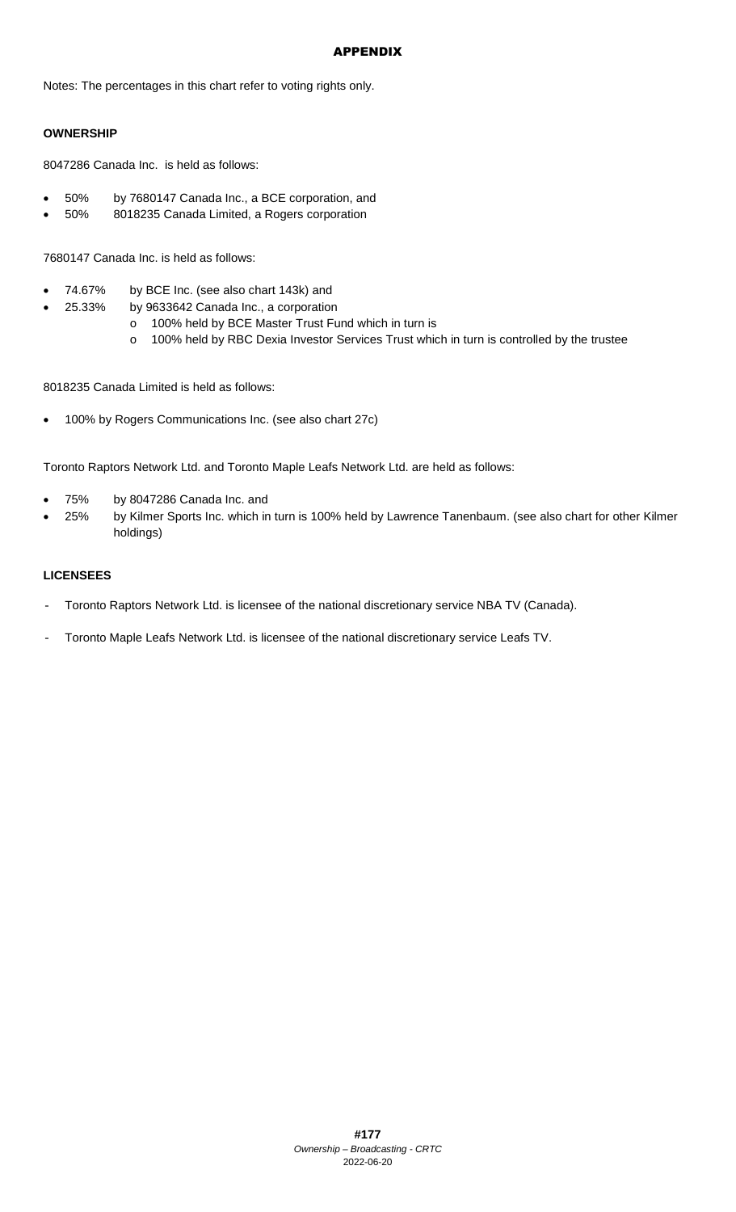# APPENDIX

Notes: The percentages in this chart refer to voting rights only.

**OWNERSHIP**

8047286 Canada Inc. is held as follows:

- 50% by 7680147 Canada Inc., a BCE corporation, and
- 50% 8018235 Canada Limited, a Rogers corporation

7680147 Canada Inc. is held as follows:

- 74.67% by BCE Inc. (see also chart 143k) and
- 25.33% by 9633642 Canada Inc., a corporation
  - 100% held by BCE Master Trust Fund which in turn is
  - 100% held by RBC Dexia Investor Services Trust which in turn is controlled by the trustee

8018235 Canada Limited is held as follows:

- 100% by Rogers Communications Inc. (see also chart 27c)

Toronto Raptors Network Ltd. and Toronto Maple Leafs Network Ltd. are held as follows:

- 75% by 8047286 Canada Inc. and
- 25% by Kilmer Sports Inc. which in turn is 100% held by Lawrence Tanenbaum. (see also chart for other Kilmer holdings)

**LICENSEES**

- Toronto Raptors Network Ltd. is licensee of the national discretionary service NBA TV (Canada).
- Toronto Maple Leafs Network Ltd. is licensee of the national discretionary service Leafs TV.

**#177**
*Ownership – Broadcasting - CRTC*
2022-06-20